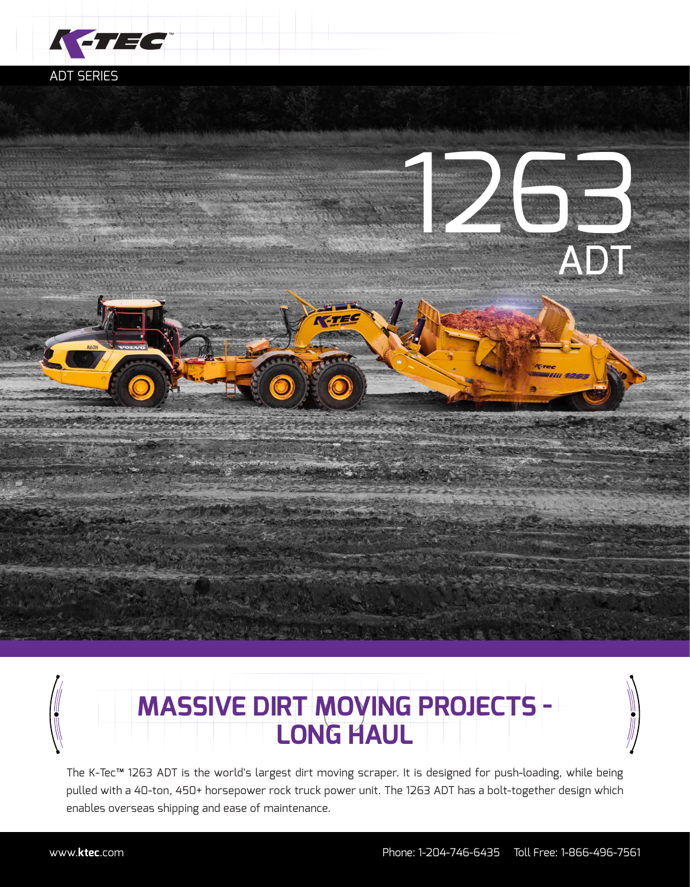K-TEC™

ADT SERIES

# 1263 ADT

## MASSIVE DIRT MOVING PROJECTS - LONG HAUL

The K-Tec™ 1263 ADT is the world's largest dirt moving scraper. It is designed for push-loading, while being pulled with a 40-ton, 450+ horsepower rock truck power unit. The 1263 ADT has a bolt-together design which enables overseas shipping and ease of maintenance.

www.**ktec**.com Phone: 1-204-746-6435 Toll Free: 1-866-496-7561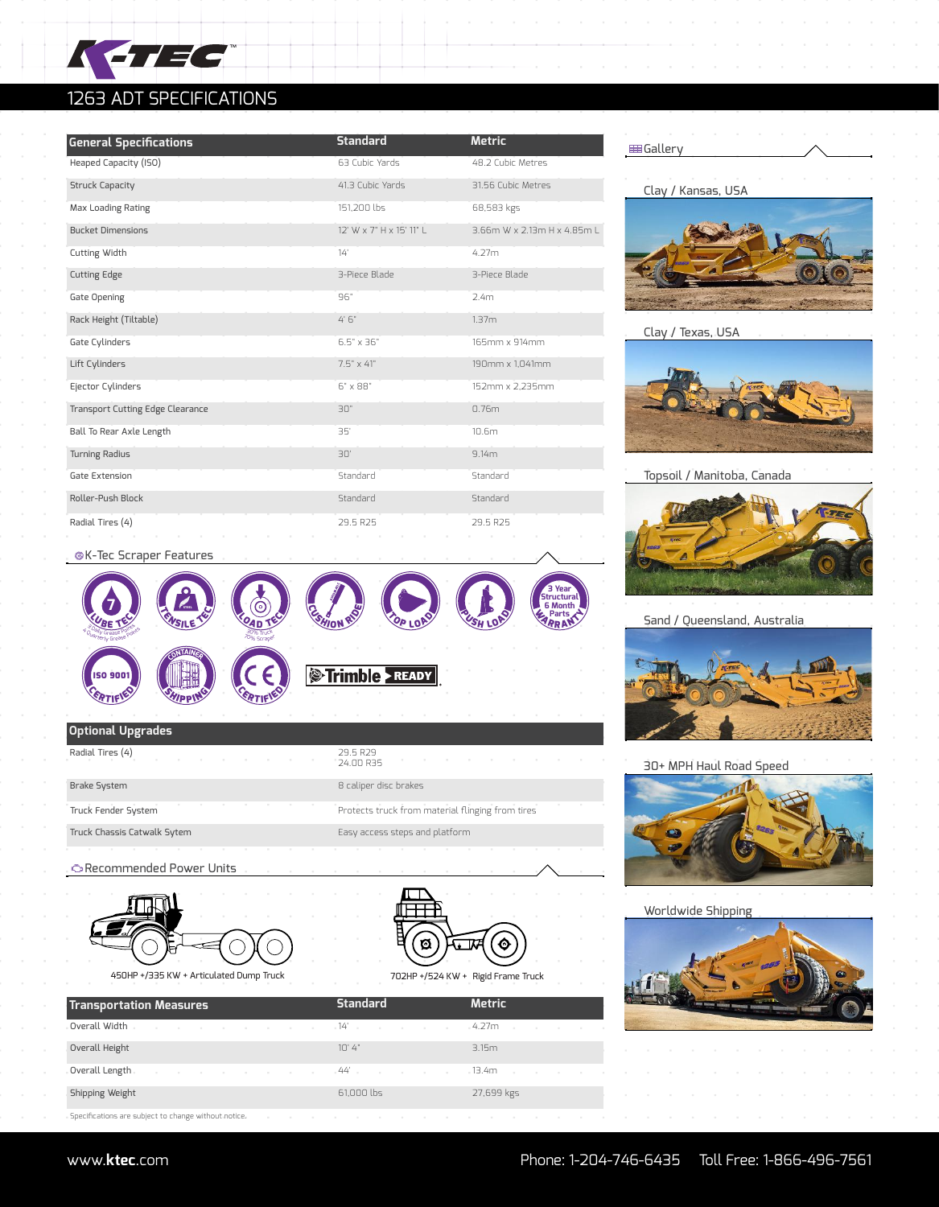# 1263 ADT SPECIFICATIONS

| General Specifications | Standard | Metric |
|---|---|---|
| Heaped Capacity (ISO) | 63 Cubic Yards | 48.2 Cubic Metres |
| Struck Capacity | 41.3 Cubic Yards | 31.56 Cubic Metres |
| Max Loading Rating | 151,200 lbs | 68,583 kgs |
| Bucket Dimensions | 12' W x 7" H x 15' 11" L | 3.66m W x 2.13m H x 4.85m L |
| Cutting Width | 14' | 4.27m |
| Cutting Edge | 3-Piece Blade | 3-Piece Blade |
| Gate Opening | 96" | 2.4m |
| Rack Height (Tiltable) | 4' 6" | 1.37m |
| Gate Cylinders | 6.5" x 36" | 165mm x 914mm |
| Lift Cylinders | 7.5" x 41" | 190mm x 1,041mm |
| Ejector Cylinders | 6" x 88" | 152mm x 2,235mm |
| Transport Cutting Edge Clearance | 30" | 0.76m |
| Ball To Rear Axle Length | 35' | 10.6m |
| Turning Radius | 30' | 9.14m |
| Gate Extension | Standard | Standard |
| Roller-Push Block | Standard | Standard |
| Radial Tires (4) | 29.5 R25 | 29.5 R25 |

## K-Tec Scraper Features

7 Lube Tec (3 Daily Grease Points, 4 Quarterly Grease Points) · Tensile Tec · Load Tec (30% Truck, 70% Scraper) · Cushion Ride · Top Load · Push Load · 3 Year Structural, 6 Month Parts Warranty · ISO 9001 Certified · Container Shipping · CE Certified · Trimble Ready

| Optional Upgrades | |
|---|---|
| Radial Tires (4) | 29.5 R29<br>24.00 R35 |
| Brake System | 8 caliper disc brakes |
| Truck Fender System | Protects truck from material flinging from tires |
| Truck Chassis Catwalk Sytem | Easy access steps and platform |

## Recommended Power Units

450HP +/335 KW + Articulated Dump Truck

702HP +/524 KW + Rigid Frame Truck

| Transportation Measures | Standard | Metric |
|---|---|---|
| Overall Width | 14' | 4.27m |
| Overall Height | 10' 4" | 3.15m |
| Overall Length | 44' | 13.4m |
| Shipping Weight | 61,000 lbs | 27,699 kgs |

Specifications are subject to change without notice.

## Gallery

Clay / Kansas, USA

Clay / Texas, USA

Topsoil / Manitoba, Canada

Sand / Queensland, Australia

30+ MPH Haul Road Speed

Worldwide Shipping

www.ktec.com Phone: 1-204-746-6435 Toll Free: 1-866-496-7561